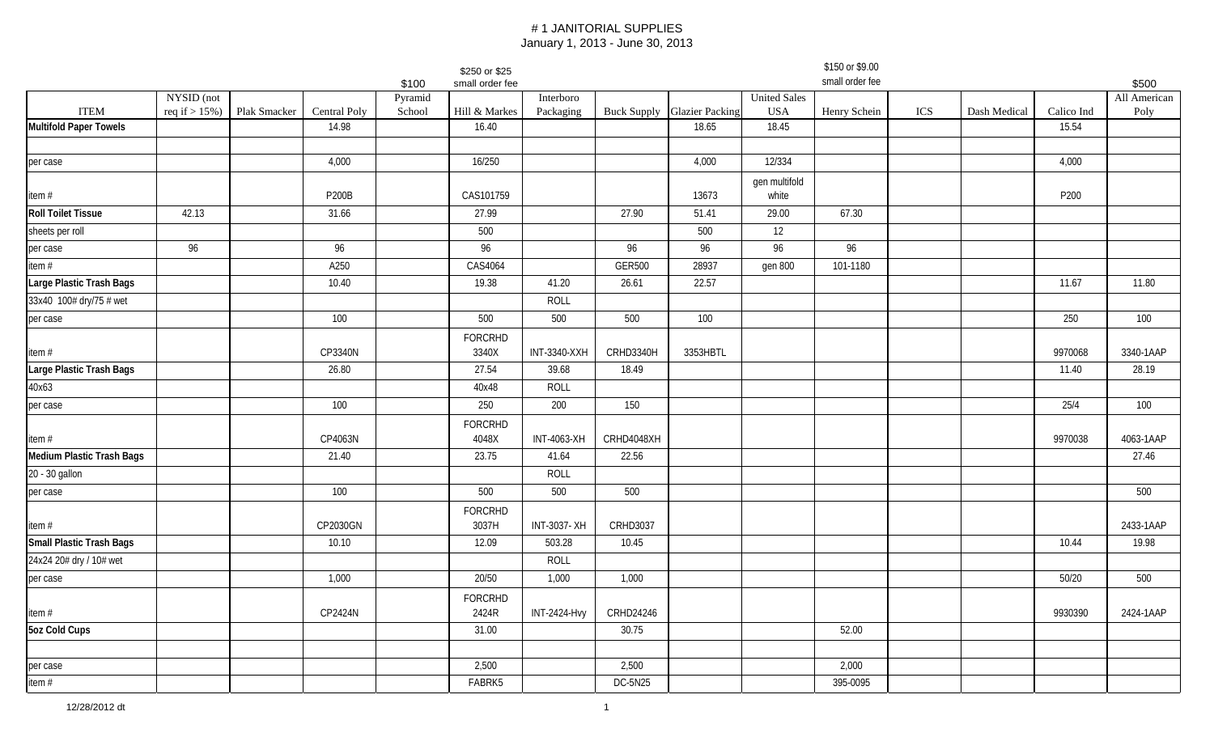# # 1 JANITORIAL SUPPLIES

January 1, 2013 - June 30, 2013

| | | | | $100 | $250 or $25 small order fee | | | | | $150 or $9.00 small order fee | | | | $500 |
|---|---|---|---|---|---|---|---|---|---|---|---|---|---|---|
| ITEM | NYSID (not req if > 15%) | Plak Smacker | Central Poly | Pyramid School | Hill & Markes | Interboro Packaging | Buck Supply | Glazier Packing | United Sales USA | Henry Schein | ICS | Dash Medical | Calico Ind | All American Poly |
| **Multifold Paper Towels** | | | 14.98 | | 16.40 | | | 18.65 | 18.45 | | | | 15.54 | |
| | | | | | | | | | | | | | | |
| per case | | | 4,000 | | 16/250 | | | 4,000 | 12/334 | | | | 4,000 | |
| item # | | | P200B | | CAS101759 | | | 13673 | gen multifold white | | | | P200 | |
| **Roll Toilet Tissue** | 42.13 | | 31.66 | | 27.99 | | 27.90 | 51.41 | 29.00 | 67.30 | | | | |
| sheets per roll | | | | | 500 | | | 500 | 12 | | | | | |
| per case | 96 | | 96 | | 96 | | 96 | 96 | 96 | 96 | | | | |
| item # | | | A250 | | CAS4064 | | GER500 | 28937 | gen 800 | 101-1180 | | | | |
| **Large Plastic Trash Bags** | | | 10.40 | | 19.38 | 41.20 | 26.61 | 22.57 | | | | | 11.67 | 11.80 |
| 33x40 100# dry/75 # wet | | | | | | ROLL | | | | | | | | |
| per case | | | 100 | | 500 | 500 | 500 | 100 | | | | | 250 | 100 |
| item # | | | CP3340N | | FORCRHD 3340X | INT-3340-XXH | CRHD3340H | 3353HBTL | | | | | 9970068 | 3340-1AAP |
| **Large Plastic Trash Bags** | | | 26.80 | | 27.54 | 39.68 | 18.49 | | | | | | 11.40 | 28.19 |
| 40x63 | | | | | 40x48 | ROLL | | | | | | | | |
| per case | | | 100 | | 250 | 200 | 150 | | | | | | 25/4 | 100 |
| item # | | | CP4063N | | FORCRHD 4048X | INT-4063-XH | CRHD4048XH | | | | | | 9970038 | 4063-1AAP |
| **Medium Plastic Trash Bags** | | | 21.40 | | 23.75 | 41.64 | 22.56 | | | | | | | 27.46 |
| 20 - 30 gallon | | | | | | ROLL | | | | | | | | |
| per case | | | 100 | | 500 | 500 | 500 | | | | | | | 500 |
| item # | | | CP2030GN | | FORCRHD 3037H | INT-3037- XH | CRHD3037 | | | | | | | 2433-1AAP |
| **Small Plastic Trash Bags** | | | 10.10 | | 12.09 | 503.28 | 10.45 | | | | | | 10.44 | 19.98 |
| 24x24 20# dry / 10# wet | | | | | | ROLL | | | | | | | | |
| per case | | | 1,000 | | 20/50 | 1,000 | 1,000 | | | | | | 50/20 | 500 |
| item # | | | CP2424N | | FORCRHD 2424R | INT-2424-Hvy | CRHD24246 | | | | | | 9930390 | 2424-1AAP |
| **5oz Cold Cups** | | | | | 31.00 | | 30.75 | | | 52.00 | | | | |
| | | | | | | | | | | | | | | |
| per case | | | | | 2,500 | | 2,500 | | | 2,000 | | | | |
| item # | | | | | FABRK5 | | DC-5N25 | | | 395-0095 | | | | |

12/28/2012 dt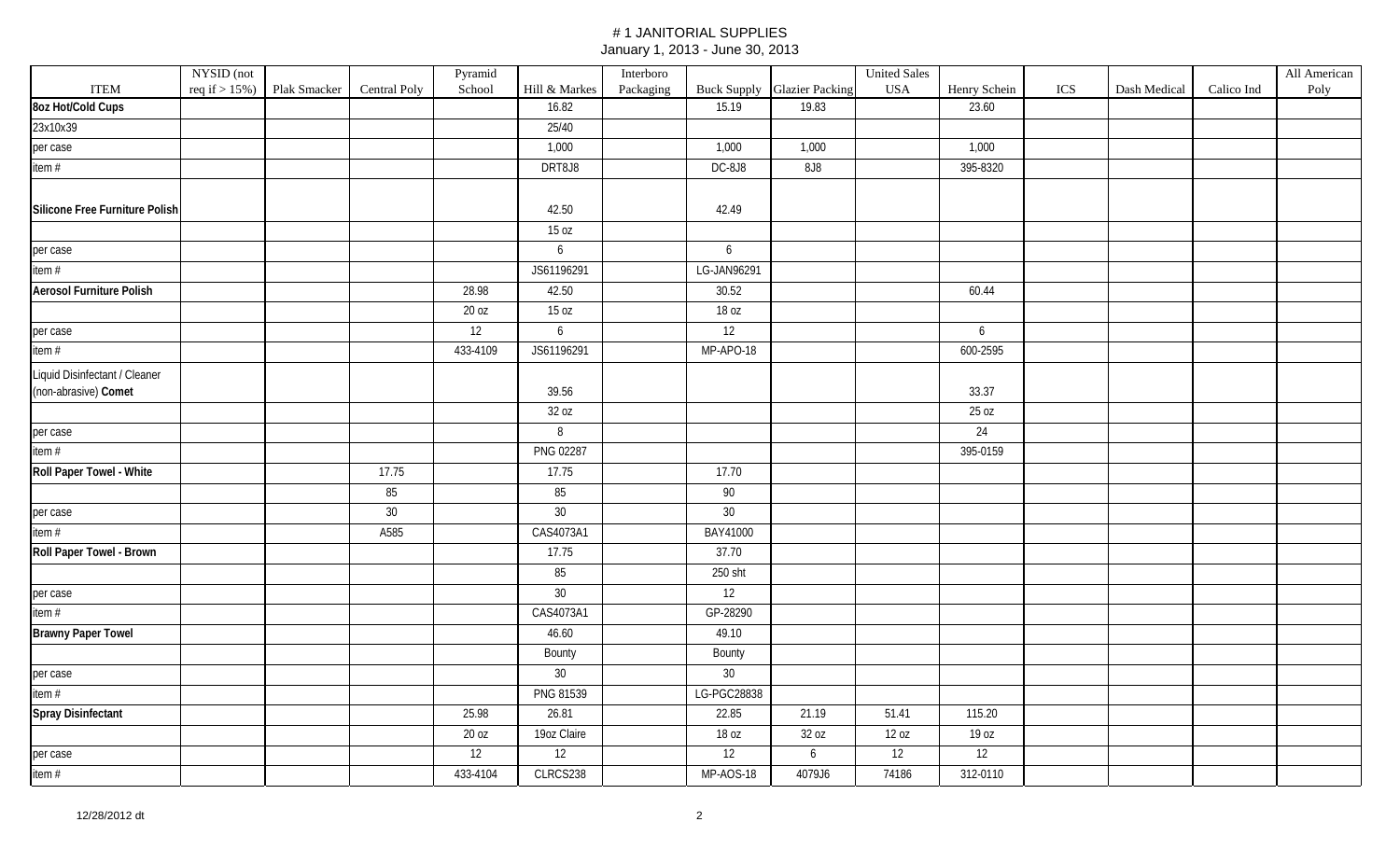# # 1 JANITORIAL SUPPLIES

January 1, 2013 - June 30, 2013

| ITEM | NYSID (not req if > 15%) | Plak Smacker | Central Poly | Pyramid School | Hill & Markes | Interboro Packaging | Buck Supply | Glazier Packing | United Sales USA | Henry Schein | ICS | Dash Medical | Calico Ind | All American Poly |
|---|---|---|---|---|---|---|---|---|---|---|---|---|---|---|
| **8oz Hot/Cold Cups** | | | | | 16.82 | | 15.19 | 19.83 | | 23.60 | | | | |
| 23x10x39 | | | | | 25/40 | | | | | | | | | |
| per case | | | | | 1,000 | | 1,000 | 1,000 | | 1,000 | | | | |
| item # | | | | | DRT8J8 | | DC-8J8 | 8J8 | | 395-8320 | | | | |
| **Silicone Free Furniture Polish** | | | | | 42.50 | | 42.49 | | | | | | | |
| | | | | | 15 oz | | | | | | | | | |
| per case | | | | | 6 | | 6 | | | | | | | |
| item # | | | | | JS61196291 | | LG-JAN96291 | | | | | | | |
| **Aerosol Furniture Polish** | | | | 28.98 | 42.50 | | 30.52 | | | 60.44 | | | | |
| | | | | 20 oz | 15 oz | | 18 oz | | | | | | | |
| per case | | | | 12 | 6 | | 12 | | | 6 | | | | |
| item # | | | | 433-4109 | JS61196291 | | MP-APO-18 | | | 600-2595 | | | | |
| Liquid Disinfectant / Cleaner (non-abrasive) **Comet** | | | | | 39.56 | | | | | 33.37 | | | | |
| | | | | | 32 oz | | | | | 25 oz | | | | |
| per case | | | | | 8 | | | | | 24 | | | | |
| item # | | | | | PNG 02287 | | | | | 395-0159 | | | | |
| **Roll Paper Towel - White** | | | 17.75 | | 17.75 | | 17.70 | | | | | | | |
| | | | 85 | | 85 | | 90 | | | | | | | |
| per case | | | 30 | | 30 | | 30 | | | | | | | |
| item # | | | A585 | | CAS4073A1 | | BAY41000 | | | | | | | |
| **Roll Paper Towel - Brown** | | | | | 17.75 | | 37.70 | | | | | | | |
| | | | | | 85 | | 250 sht | | | | | | | |
| per case | | | | | 30 | | 12 | | | | | | | |
| item # | | | | | CAS4073A1 | | GP-28290 | | | | | | | |
| **Brawny Paper Towel** | | | | | 46.60 | | 49.10 | | | | | | | |
| | | | | | Bounty | | Bounty | | | | | | | |
| per case | | | | | 30 | | 30 | | | | | | | |
| item # | | | | | PNG 81539 | | LG-PGC28838 | | | | | | | |
| **Spray Disinfectant** | | | | 25.98 | 26.81 | | 22.85 | 21.19 | 51.41 | 115.20 | | | | |
| | | | | 20 oz | 19oz Claire | | 18 oz | 32 oz | 12 oz | 19 oz | | | | |
| per case | | | | 12 | 12 | | 12 | 6 | 12 | 12 | | | | |
| item # | | | | 433-4104 | CLRCS238 | | MP-AOS-18 | 4079J6 | 74186 | 312-0110 | | | | |

12/28/2012 dt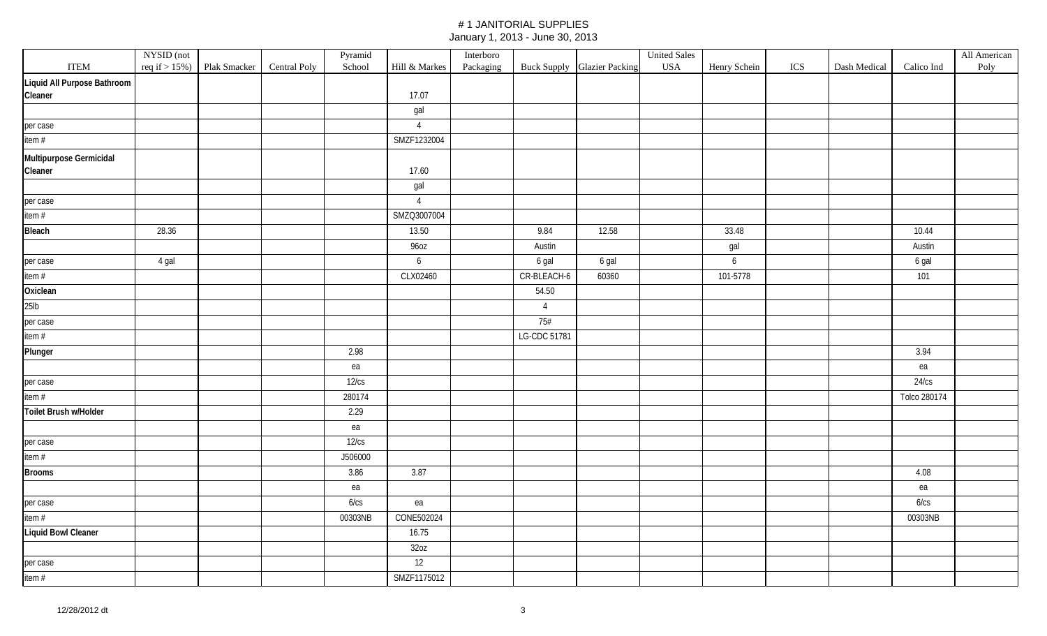# # 1 JANITORIAL SUPPLIES

January 1, 2013 - June 30, 2013

| ITEM | NYSID (not req if > 15%) | Plak Smacker | Central Poly | Pyramid School | Hill & Markes | Interboro Packaging | Buck Supply | Glazier Packing | United Sales USA | Henry Schein | ICS | Dash Medical | Calico Ind | All American Poly |
|---|---|---|---|---|---|---|---|---|---|---|---|---|---|---|
| **Liquid All Purpose Bathroom Cleaner** | | | | | 17.07 | | | | | | | | | |
| | | | | | gal | | | | | | | | | |
| per case | | | | | 4 | | | | | | | | | |
| item # | | | | | SMZF1232004 | | | | | | | | | |
| **Multipurpose Germicidal Cleaner** | | | | | 17.60 | | | | | | | | | |
| | | | | | gal | | | | | | | | | |
| per case | | | | | 4 | | | | | | | | | |
| item # | | | | | SMZQ3007004 | | | | | | | | | |
| **Bleach** | 28.36 | | | | 13.50 | | 9.84 | 12.58 | | 33.48 | | | 10.44 | |
| | | | | | 96oz | | Austin | | | gal | | | Austin | |
| per case | 4 gal | | | | 6 | | 6 gal | 6 gal | | 6 | | | 6 gal | |
| item # | | | | | CLX02460 | | CR-BLEACH-6 | 60360 | | 101-5778 | | | 101 | |
| **Oxiclean** | | | | | | | 54.50 | | | | | | | |
| 25lb | | | | | | | 4 | | | | | | | |
| per case | | | | | | | 75# | | | | | | | |
| item # | | | | | | | LG-CDC 51781 | | | | | | | |
| **Plunger** | | | | 2.98 | | | | | | | | | 3.94 | |
| | | | | ea | | | | | | | | | ea | |
| per case | | | | 12/cs | | | | | | | | | 24/cs | |
| item # | | | | 280174 | | | | | | | | | Tolco 280174 | |
| **Toilet Brush w/Holder** | | | | 2.29 | | | | | | | | | | |
| | | | | ea | | | | | | | | | | |
| per case | | | | 12/cs | | | | | | | | | | |
| item # | | | | J506000 | | | | | | | | | | |
| **Brooms** | | | | 3.86 | 3.87 | | | | | | | | 4.08 | |
| | | | | ea | | | | | | | | | ea | |
| per case | | | | 6/cs | ea | | | | | | | | 6/cs | |
| item # | | | | 00303NB | CONE502024 | | | | | | | | 00303NB | |
| **Liquid Bowl Cleaner** | | | | | 16.75 | | | | | | | | | |
| | | | | | 32oz | | | | | | | | | |
| per case | | | | | 12 | | | | | | | | | |
| item # | | | | | SMZF1175012 | | | | | | | | | |

12/28/2012 dt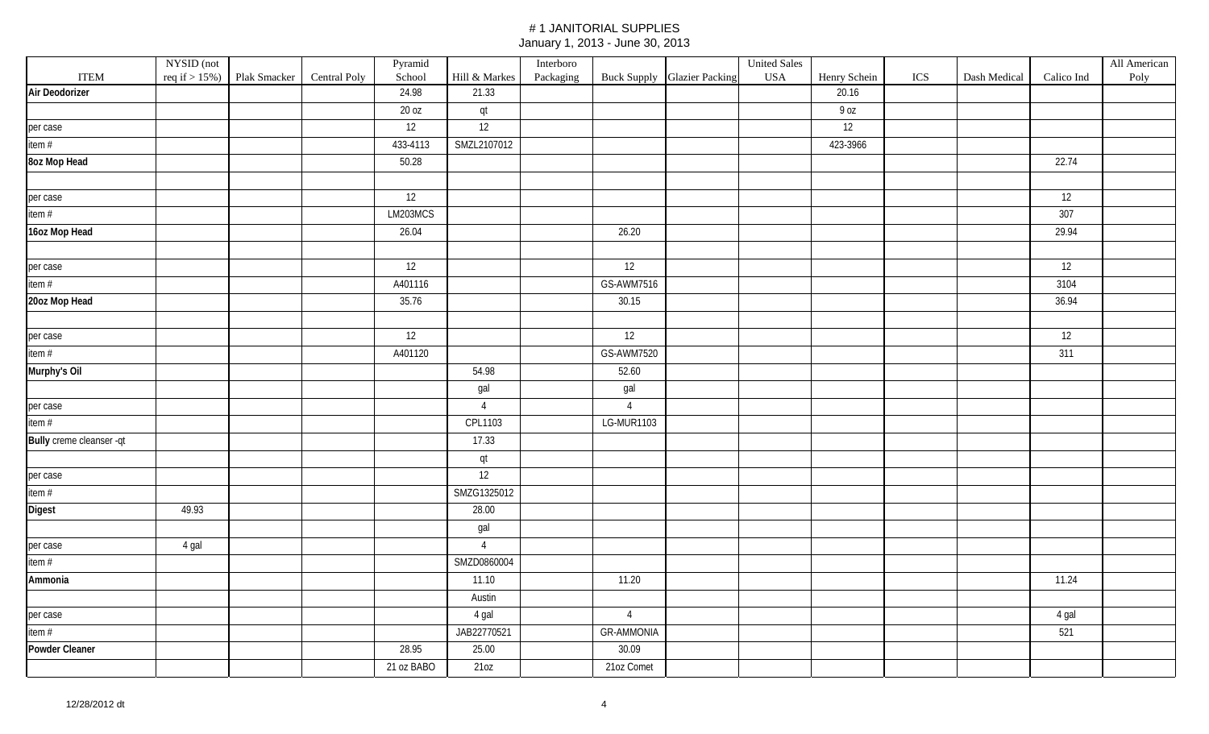# # 1 JANITORIAL SUPPLIES
January 1, 2013 - June 30, 2013

| ITEM | NYSID (not req if > 15%) | Plak Smacker | Central Poly | Pyramid School | Hill & Markes | Interboro Packaging | Buck Supply | Glazier Packing | United Sales USA | Henry Schein | ICS | Dash Medical | Calico Ind | All American Poly |
|---|---|---|---|---|---|---|---|---|---|---|---|---|---|---|
| **Air Deodorizer** | | | | 24.98 | 21.33 | | | | | 20.16 | | | | |
| | | | | 20 oz | qt | | | | | 9 oz | | | | |
| per case | | | | 12 | 12 | | | | | 12 | | | | |
| item # | | | | 433-4113 | SMZL2107012 | | | | | 423-3966 | | | | |
| **8oz Mop Head** | | | | 50.28 | | | | | | | | | 22.74 | |
| | | | | | | | | | | | | | | |
| per case | | | | 12 | | | | | | | | | 12 | |
| item # | | | | LM203MCS | | | | | | | | | 307 | |
| **16oz Mop Head** | | | | 26.04 | | | 26.20 | | | | | | 29.94 | |
| | | | | | | | | | | | | | | |
| per case | | | | 12 | | | 12 | | | | | | 12 | |
| item # | | | | A401116 | | | GS-AWM7516 | | | | | | 3104 | |
| **20oz Mop Head** | | | | 35.76 | | | 30.15 | | | | | | 36.94 | |
| | | | | | | | | | | | | | | |
| per case | | | | 12 | | | 12 | | | | | | 12 | |
| item # | | | | A401120 | | | GS-AWM7520 | | | | | | 311 | |
| **Murphy's Oil** | | | | | 54.98 | | 52.60 | | | | | | | |
| | | | | | gal | | gal | | | | | | | |
| per case | | | | | 4 | | 4 | | | | | | | |
| item # | | | | | CPL1103 | | LG-MUR1103 | | | | | | | |
| **Bully** creme cleanser -qt | | | | | 17.33 | | | | | | | | | |
| | | | | | qt | | | | | | | | | |
| per case | | | | | 12 | | | | | | | | | |
| item # | | | | | SMZG1325012 | | | | | | | | | |
| **Digest** | 49.93 | | | | 28.00 | | | | | | | | | |
| | | | | | gal | | | | | | | | | |
| per case | 4 gal | | | | 4 | | | | | | | | | |
| item # | | | | | SMZD0860004 | | | | | | | | | |
| **Ammonia** | | | | | 11.10 | | 11.20 | | | | | | 11.24 | |
| | | | | | Austin | | | | | | | | | |
| per case | | | | | 4 gal | | 4 | | | | | | 4 gal | |
| item # | | | | | JAB22770521 | | GR-AMMONIA | | | | | | 521 | |
| **Powder Cleaner** | | | | 28.95 | 25.00 | | 30.09 | | | | | | | |
| | | | | 21 oz BABO | 21oz | | 21oz Comet | | | | | | | |

12/28/2012 dt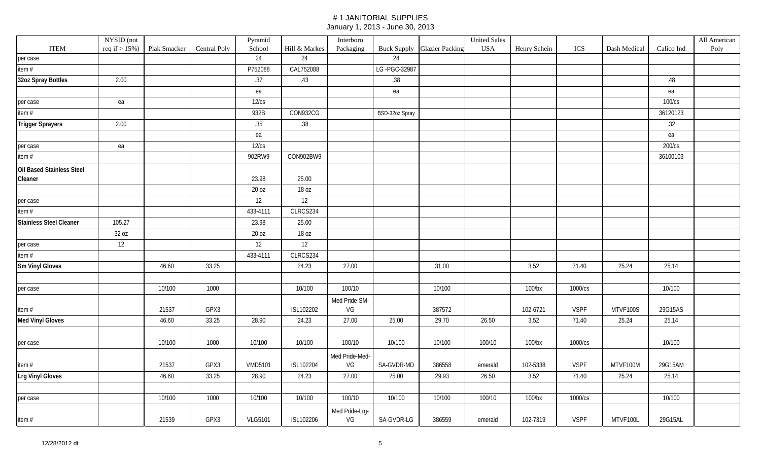# # 1 JANITORIAL SUPPLIES

January 1, 2013 - June 30, 2013

| ITEM | NYSID (not req if > 15%) | Plak Smacker | Central Poly | Pyramid School | Hill & Markes | Interboro Packaging | Buck Supply | Glazier Packing | United Sales USA | Henry Schein | ICS | Dash Medical | Calico Ind | All American Poly |
|---|---|---|---|---|---|---|---|---|---|---|---|---|---|---|
| per case | | | | 24 | 24 | | 24 | | | | | | | |
| item # | | | | P752088 | CAL752088 | | LG -PGC-32987 | | | | | | | |
| **32oz Spray Bottles** | 2.00 | | | .37 | .43 | | .38 | | | | | | .48 | |
| | | | | ea | | | ea | | | | | | ea | |
| per case | ea | | | 12/cs | | | | | | | | | 100/cs | |
| item # | | | | 932B | CON932CG | | BSD-32oz Spray | | | | | | 36120123 | |
| **Trigger Sprayers** | 2.00 | | | .35 | .38 | | | | | | | | .32 | |
| | | | | ea | | | | | | | | | ea | |
| per case | ea | | | 12/cs | | | | | | | | | 200/cs | |
| item # | | | | 902RW9 | CON902BW9 | | | | | | | | 36100103 | |
| **Oil Based Stainless Steel Cleaner** | | | | 23.98 | 25.00 | | | | | | | | | |
| | | | | 20 oz | 18 oz | | | | | | | | | |
| per case | | | | 12 | 12 | | | | | | | | | |
| item # | | | | 433-4111 | CLRCS234 | | | | | | | | | |
| **Stainless Steel Cleaner** | 105.27 | | | 23.98 | 25.00 | | | | | | | | | |
| | 32 oz | | | 20 oz | 18 oz | | | | | | | | | |
| per case | 12 | | | 12 | 12 | | | | | | | | | |
| item # | | | | 433-4111 | CLRCS234 | | | | | | | | | |
| **Sm Vinyl Gloves** | | 46.60 | 33.25 | | 24.23 | 27.00 | | 31.00 | | 3.52 | 71.40 | 25.24 | 25.14 | |
| | | | | | | | | | | | | | | |
| per case | | 10/100 | 1000 | | 10/100 | 100/10 | | 10/100 | | 100/bx | 1000/cs | | 10/100 | |
| item # | | 21537 | GPX3 | | ISL102202 | Med Pride-SM-VG | | 387572 | | 102-6721 | VSPF | MTVF100S | 29G15AS | |
| **Med Vinyl Gloves** | | 46.60 | 33.25 | 28.90 | 24.23 | 27.00 | 25.00 | 29.70 | 26.50 | 3.52 | 71.40 | 25.24 | 25.14 | |
| | | | | | | | | | | | | | | |
| per case | | 10/100 | 1000 | 10/100 | 10/100 | 100/10 | 10/100 | 10/100 | 100/10 | 100/bx | 1000/cs | | 10/100 | |
| item # | | 21537 | GPX3 | VMD5101 | ISL102204 | Med Pride-Med-VG | SA-GVDR-MD | 386558 | emerald | 102-5338 | VSPF | MTVF100M | 29G15AM | |
| **Lrg Vinyl Gloves** | | 46.60 | 33.25 | 28.90 | 24.23 | 27.00 | 25.00 | 29.93 | 26.50 | 3.52 | 71.40 | 25.24 | 25.14 | |
| | | | | | | | | | | | | | | |
| per case | | 10/100 | 1000 | 10/100 | 10/100 | 100/10 | 10/100 | 10/100 | 100/10 | 100/bx | 1000/cs | | 10/100 | |
| item # | | 21539 | GPX3 | VLG5101 | ISL102206 | Med Pride-Lrg-VG | SA-GVDR-LG | 386559 | emerald | 102-7319 | VSPF | MTVF100L | 29G15AL | |

12/28/2012 dt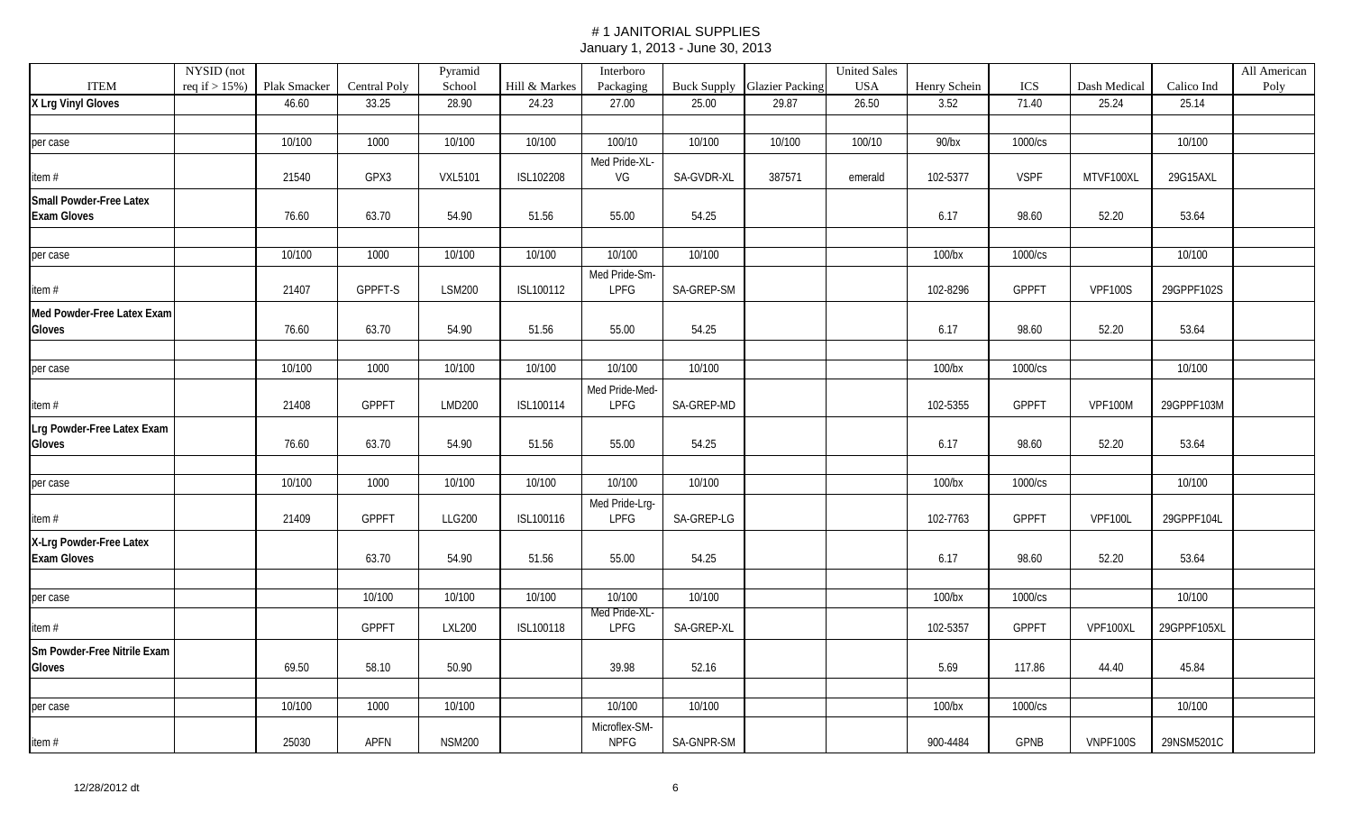# #1 JANITORIAL SUPPLIES

January 1, 2013 - June 30, 2013

| ITEM | NYSID (not req if > 15%) | Plak Smacker | Central Poly | Pyramid School | Hill & Markes | Interboro Packaging | Buck Supply | Glazier Packing | United Sales USA | Henry Schein | ICS | Dash Medical | Calico Ind | All American Poly |
|---|---|---|---|---|---|---|---|---|---|---|---|---|---|---|
| **X Lrg Vinyl Gloves** | | 46.60 | 33.25 | 28.90 | 24.23 | 27.00 | 25.00 | 29.87 | 26.50 | 3.52 | 71.40 | 25.24 | 25.14 | |
| | | | | | | | | | | | | | | |
| per case | | 10/100 | 1000 | 10/100 | 10/100 | 100/10 | 10/100 | 10/100 | 100/10 | 90/bx | 1000/cs | | 10/100 | |
| item # | | 21540 | GPX3 | VXL5101 | ISL102208 | Med Pride-XL-VG | SA-GVDR-XL | 387571 | emerald | 102-5377 | VSPF | MTVF100XL | 29G15AXL | |
| **Small Powder-Free Latex Exam Gloves** | | 76.60 | 63.70 | 54.90 | 51.56 | 55.00 | 54.25 | | | 6.17 | 98.60 | 52.20 | 53.64 | |
| | | | | | | | | | | | | | | |
| per case | | 10/100 | 1000 | 10/100 | 10/100 | 10/100 | 10/100 | | | 100/bx | 1000/cs | | 10/100 | |
| item # | | 21407 | GPPFT-S | LSM200 | ISL100112 | Med Pride-Sm-LPFG | SA-GREP-SM | | | 102-8296 | GPPFT | VPF100S | 29GPPF102S | |
| **Med Powder-Free Latex Exam Gloves** | | 76.60 | 63.70 | 54.90 | 51.56 | 55.00 | 54.25 | | | 6.17 | 98.60 | 52.20 | 53.64 | |
| | | | | | | | | | | | | | | |
| per case | | 10/100 | 1000 | 10/100 | 10/100 | 10/100 | 10/100 | | | 100/bx | 1000/cs | | 10/100 | |
| item # | | 21408 | GPPFT | LMD200 | ISL100114 | Med Pride-Med-LPFG | SA-GREP-MD | | | 102-5355 | GPPFT | VPF100M | 29GPPF103M | |
| **Lrg Powder-Free Latex Exam Gloves** | | 76.60 | 63.70 | 54.90 | 51.56 | 55.00 | 54.25 | | | 6.17 | 98.60 | 52.20 | 53.64 | |
| | | | | | | | | | | | | | | |
| per case | | 10/100 | 1000 | 10/100 | 10/100 | 10/100 | 10/100 | | | 100/bx | 1000/cs | | 10/100 | |
| item # | | 21409 | GPPFT | LLG200 | ISL100116 | Med Pride-Lrg-LPFG | SA-GREP-LG | | | 102-7763 | GPPFT | VPF100L | 29GPPF104L | |
| **X-Lrg Powder-Free Latex Exam Gloves** | | | 63.70 | 54.90 | 51.56 | 55.00 | 54.25 | | | 6.17 | 98.60 | 52.20 | 53.64 | |
| | | | | | | | | | | | | | | |
| per case | | | 10/100 | 10/100 | 10/100 | 10/100 | 10/100 | | | 100/bx | 1000/cs | | 10/100 | |
| item # | | | GPPFT | LXL200 | ISL100118 | Med Pride-XL-LPFG | SA-GREP-XL | | | 102-5357 | GPPFT | VPF100XL | 29GPPF105XL | |
| **Sm Powder-Free Nitrile Exam Gloves** | | 69.50 | 58.10 | 50.90 | | 39.98 | 52.16 | | | 5.69 | 117.86 | 44.40 | 45.84 | |
| | | | | | | | | | | | | | | |
| per case | | 10/100 | 1000 | 10/100 | | 10/100 | 10/100 | | | 100/bx | 1000/cs | | 10/100 | |
| item # | | 25030 | APFN | NSM200 | | Microflex-SM-NPFG | SA-GNPR-SM | | | 900-4484 | GPNB | VNPF100S | 29NSM5201C | |

12/28/2012 dt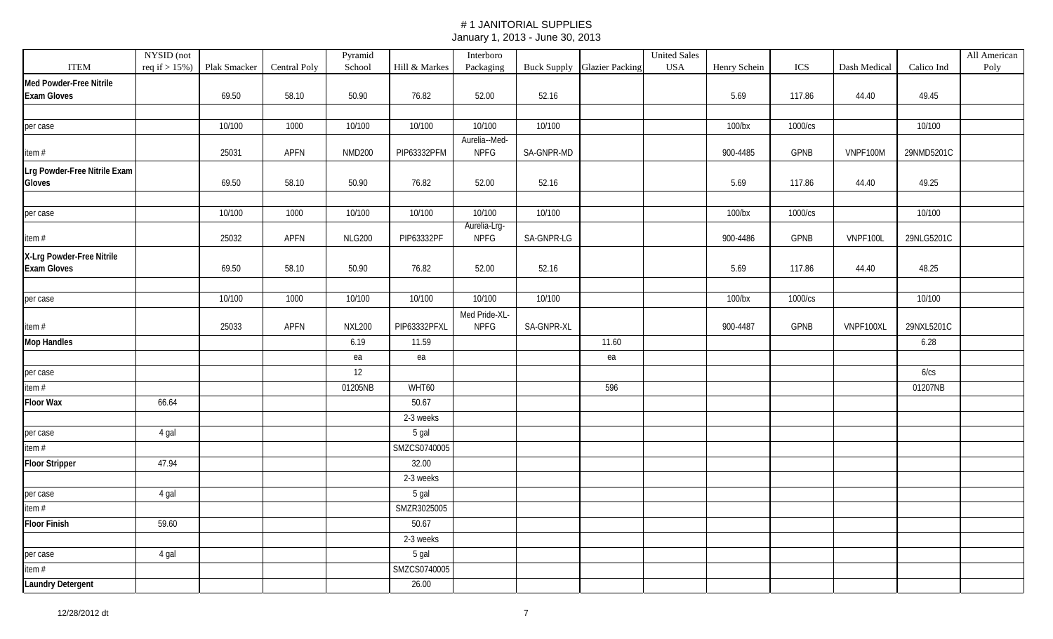# # 1 JANITORIAL SUPPLIES

January 1, 2013 - June 30, 2013

| ITEM | NYSID (not req if > 15%) | Plak Smacker | Central Poly | Pyramid School | Hill & Markes | Interboro Packaging | Buck Supply | Glazier Packing | United Sales USA | Henry Schein | ICS | Dash Medical | Calico Ind | All American Poly |
|---|---|---|---|---|---|---|---|---|---|---|---|---|---|---|
| **Med Powder-Free Nitrile Exam Gloves** | | 69.50 | 58.10 | 50.90 | 76.82 | 52.00 | 52.16 | | | 5.69 | 117.86 | 44.40 | 49.45 | |
| | | | | | | | | | | | | | | |
| per case | | 10/100 | 1000 | 10/100 | 10/100 | 10/100 | 10/100 | | | 100/bx | 1000/cs | | 10/100 | |
| item # | | 25031 | APFN | NMD200 | PIP63332PFM | Aurelia--Med-NPFG | SA-GNPR-MD | | | 900-4485 | GPNB | VNPF100M | 29NMD5201C | |
| **Lrg Powder-Free Nitrile Exam Gloves** | | 69.50 | 58.10 | 50.90 | 76.82 | 52.00 | 52.16 | | | 5.69 | 117.86 | 44.40 | 49.25 | |
| | | | | | | | | | | | | | | |
| per case | | 10/100 | 1000 | 10/100 | 10/100 | 10/100 | 10/100 | | | 100/bx | 1000/cs | | 10/100 | |
| item # | | 25032 | APFN | NLG200 | PIP63332PF | Aurelia-Lrg-NPFG | SA-GNPR-LG | | | 900-4486 | GPNB | VNPF100L | 29NLG5201C | |
| **X-Lrg Powder-Free Nitrile Exam Gloves** | | 69.50 | 58.10 | 50.90 | 76.82 | 52.00 | 52.16 | | | 5.69 | 117.86 | 44.40 | 48.25 | |
| | | | | | | | | | | | | | | |
| per case | | 10/100 | 1000 | 10/100 | 10/100 | 10/100 | 10/100 | | | 100/bx | 1000/cs | | 10/100 | |
| item # | | 25033 | APFN | NXL200 | PIP63332PFXL | Med Pride-XL-NPFG | SA-GNPR-XL | | | 900-4487 | GPNB | VNPF100XL | 29NXL5201C | |
| **Mop Handles** | | | | 6.19 | 11.59 | | | 11.60 | | | | | 6.28 | |
| | | | | ea | ea | | | ea | | | | | | |
| per case | | | | 12 | | | | | | | | | 6/cs | |
| item # | | | | 01205NB | WHT60 | | | 596 | | | | | 01207NB | |
| **Floor Wax** | 66.64 | | | | 50.67 | | | | | | | | | |
| | | | | | 2-3 weeks | | | | | | | | | |
| per case | 4 gal | | | | 5 gal | | | | | | | | | |
| item # | | | | | SMZCS0740005 | | | | | | | | | |
| **Floor Stripper** | 47.94 | | | | 32.00 | | | | | | | | | |
| | | | | | 2-3 weeks | | | | | | | | | |
| per case | 4 gal | | | | 5 gal | | | | | | | | | |
| item # | | | | | SMZR3025005 | | | | | | | | | |
| **Floor Finish** | 59.60 | | | | 50.67 | | | | | | | | | |
| | | | | | 2-3 weeks | | | | | | | | | |
| per case | 4 gal | | | | 5 gal | | | | | | | | | |
| item # | | | | | SMZCS0740005 | | | | | | | | | |
| **Laundry Detergent** | | | | | 26.00 | | | | | | | | | |

12/28/2012 dt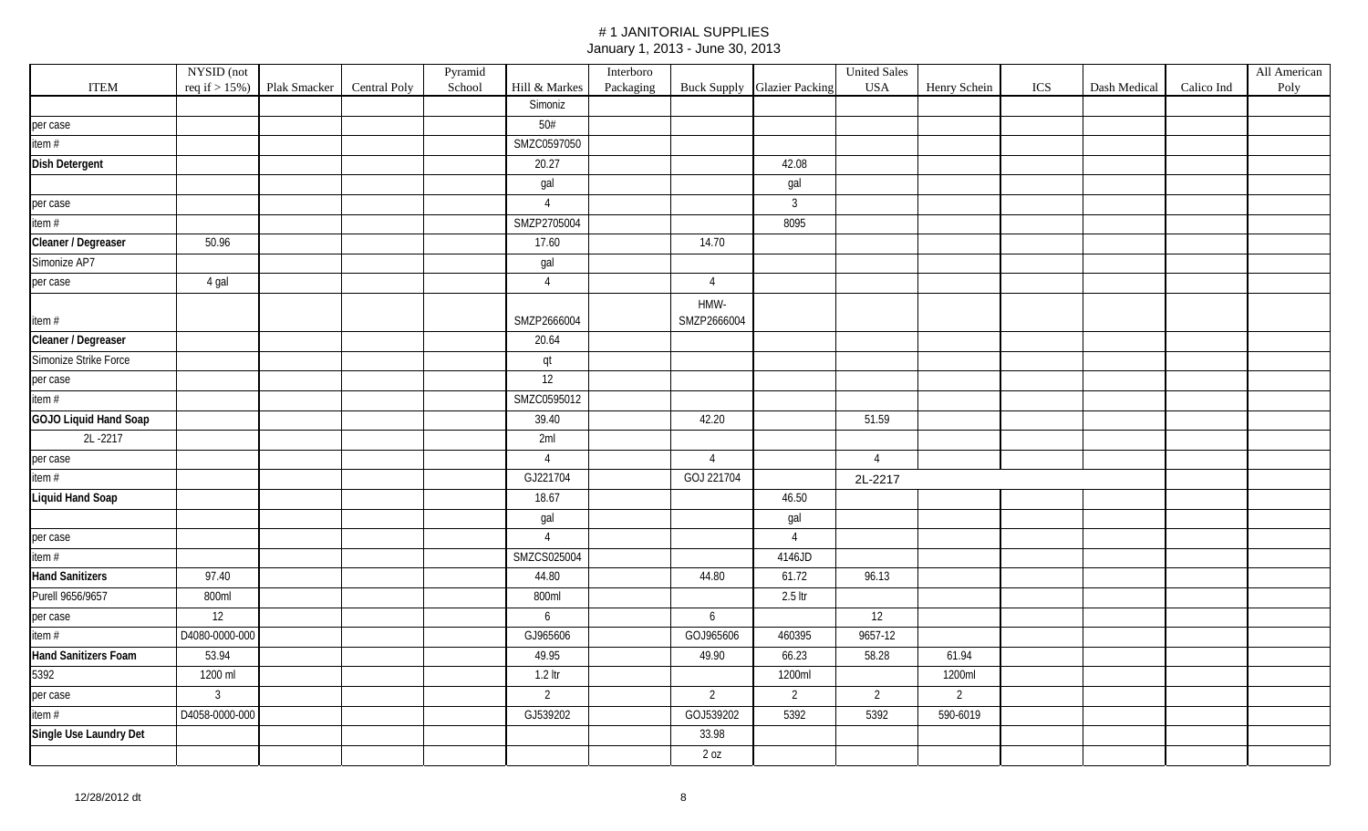# # 1 JANITORIAL SUPPLIES

January 1, 2013 - June 30, 2013

| ITEM | NYSID (not req if > 15%) | Plak Smacker | Central Poly | Pyramid School | Hill & Markes | Interboro Packaging | Buck Supply | Glazier Packing | United Sales USA | Henry Schein | ICS | Dash Medical | Calico Ind | All American Poly |
|---|---|---|---|---|---|---|---|---|---|---|---|---|---|---|
| | | | | | Simoniz | | | | | | | | | |
| per case | | | | | 50# | | | | | | | | | |
| item # | | | | | SMZC0597050 | | | | | | | | | |
| **Dish Detergent** | | | | | 20.27 | | | 42.08 | | | | | | |
| | | | | | gal | | | gal | | | | | | |
| per case | | | | | 4 | | | 3 | | | | | | |
| item # | | | | | SMZP2705004 | | | 8095 | | | | | | |
| **Cleaner / Degreaser** | 50.96 | | | | 17.60 | | 14.70 | | | | | | | |
| Simonize AP7 | | | | | gal | | | | | | | | | |
| per case | 4 gal | | | | 4 | | 4 | | | | | | | |
| item # | | | | | SMZP2666004 | | HMW-SMZP2666004 | | | | | | | |
| **Cleaner / Degreaser** | | | | | 20.64 | | | | | | | | | |
| Simonize Strike Force | | | | | qt | | | | | | | | | |
| per case | | | | | 12 | | | | | | | | | |
| item # | | | | | SMZC0595012 | | | | | | | | | |
| **GOJO Liquid Hand Soap** | | | | | 39.40 | | 42.20 | | 51.59 | | | | | |
| 2L -2217 | | | | | 2ml | | | | | | | | | |
| per case | | | | | 4 | | 4 | | 4 | | | | | |
| item # | | | | | GJ221704 | | GOJ 221704 | | 2L-2217 | | | | | |
| **Liquid Hand Soap** | | | | | 18.67 | | | 46.50 | | | | | | |
| | | | | | gal | | | gal | | | | | | |
| per case | | | | | 4 | | | 4 | | | | | | |
| item # | | | | | SMZCS025004 | | | 4146JD | | | | | | |
| **Hand Sanitizers** | 97.40 | | | | 44.80 | | 44.80 | 61.72 | 96.13 | | | | | |
| Purell 9656/9657 | 800ml | | | | 800ml | | | 2.5 ltr | | | | | | |
| per case | 12 | | | | 6 | | 6 | | 12 | | | | | |
| item # | D4080-0000-000 | | | | GJ965606 | | GOJ965606 | 460395 | 9657-12 | | | | | |
| **Hand Sanitizers Foam** | 53.94 | | | | 49.95 | | 49.90 | 66.23 | 58.28 | 61.94 | | | | |
| 5392 | 1200 ml | | | | 1.2 ltr | | | 1200ml | | 1200ml | | | | |
| per case | 3 | | | | 2 | | 2 | 2 | 2 | 2 | | | | |
| item # | D4058-0000-000 | | | | GJ539202 | | GOJ539202 | 5392 | 5392 | 590-6019 | | | | |
| **Single Use Laundry Det** | | | | | | | 33.98 | | | | | | | |
| | | | | | | | 2 oz | | | | | | | |

12/28/2012 dt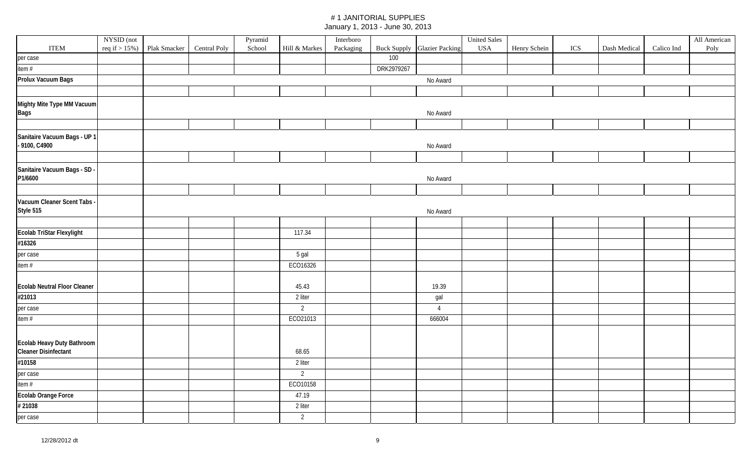# # 1 JANITORIAL SUPPLIES

January 1, 2013 - June 30, 2013

| ITEM | NYSID (not req if > 15%) | Plak Smacker | Central Poly | Pyramid School | Hill & Markes | Interboro Packaging | Buck Supply | Glazier Packing | United Sales USA | Henry Schein | ICS | Dash Medical | Calico Ind | All American Poly |
|---|---|---|---|---|---|---|---|---|---|---|---|---|---|---|
| per case | | | | | | | 100 | | | | | | | |
| item # | | | | | | | DRK2979267 | | | | | | | |
| Prolux Vacuum Bags | | No Award | | | | | | | | | | | | |
| | | | | | | | | | | | | | | |
| Mighty Mite Type MM Vacuum Bags | | No Award | | | | | | | | | | | | |
| | | | | | | | | | | | | | | |
| Sanitaire Vacuum Bags - UP 1 - 9100, C4900 | | No Award | | | | | | | | | | | | |
| | | | | | | | | | | | | | | |
| Sanitaire Vacuum Bags - SD - P1/6600 | | No Award | | | | | | | | | | | | |
| | | | | | | | | | | | | | | |
| Vacuum Cleaner Scent Tabs - Style 515 | | No Award | | | | | | | | | | | | |
| | | | | | | | | | | | | | | |
| Ecolab TriStar Flexylight | | | | | 117.34 | | | | | | | | | |
| #16326 | | | | | | | | | | | | | | |
| per case | | | | | 5 gal | | | | | | | | | |
| item # | | | | | ECO16326 | | | | | | | | | |
| Ecolab Neutral Floor Cleaner | | | | | 45.43 | | | 19.39 | | | | | | |
| #21013 | | | | | 2 liter | | | gal | | | | | | |
| per case | | | | | 2 | | | 4 | | | | | | |
| item # | | | | | ECO21013 | | | 666004 | | | | | | |
| Ecolab Heavy Duty Bathroom Cleaner Disinfectant | | | | | 68.65 | | | | | | | | | |
| #10158 | | | | | 2 liter | | | | | | | | | |
| per case | | | | | 2 | | | | | | | | | |
| item # | | | | | ECO10158 | | | | | | | | | |
| Ecolab Orange Force | | | | | 47.19 | | | | | | | | | |
| # 21038 | | | | | 2 liter | | | | | | | | | |
| per case | | | | | 2 | | | | | | | | | |

12/28/2012 dt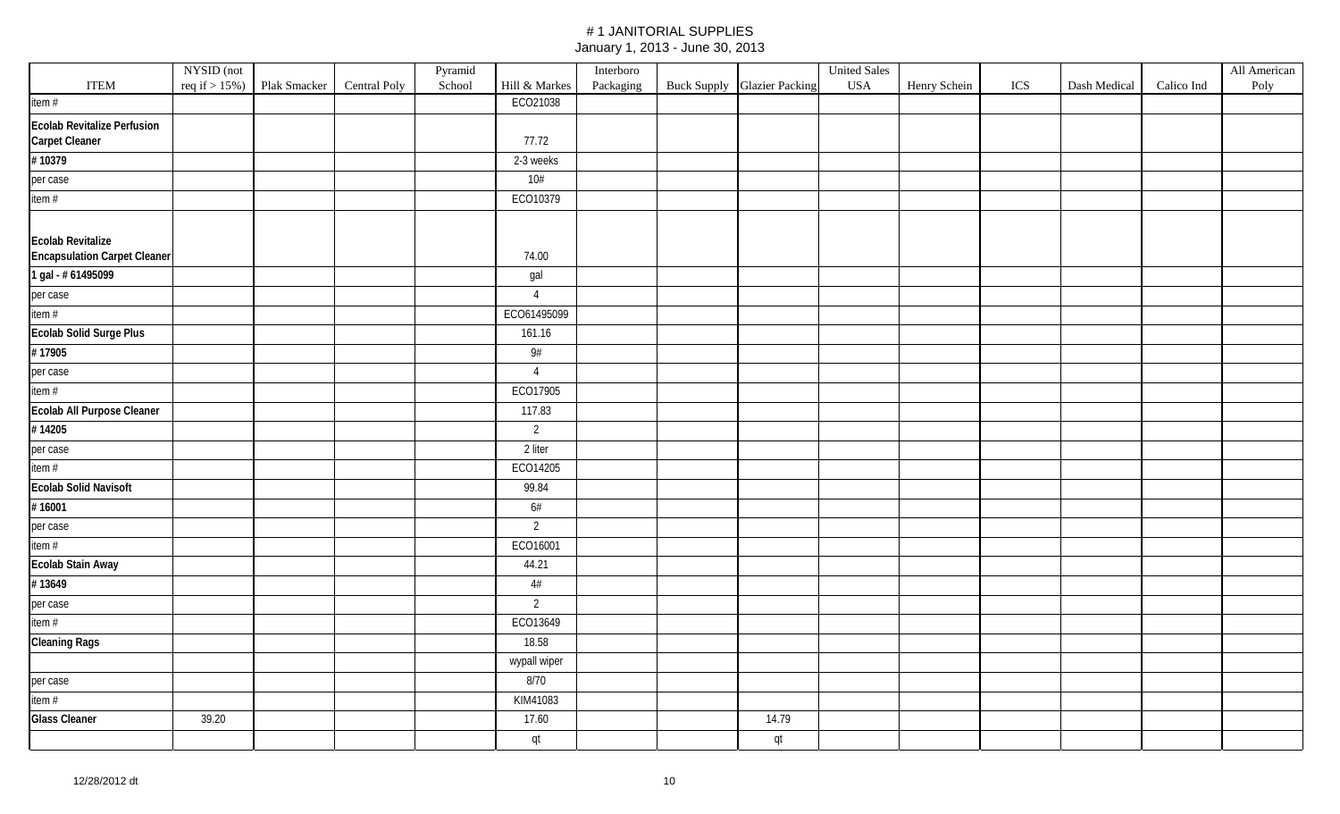# # 1 JANITORIAL SUPPLIES

January 1, 2013 - June 30, 2013

| ITEM | NYSID (not req if > 15%) | Plak Smacker | Central Poly | Pyramid School | Hill & Markes | Interboro Packaging | Buck Supply | Glazier Packing | United Sales USA | Henry Schein | ICS | Dash Medical | Calico Ind | All American Poly |
|---|---|---|---|---|---|---|---|---|---|---|---|---|---|---|
| item # | | | | | ECO21038 | | | | | | | | | |
| **Ecolab Revitalize Perfusion Carpet Cleaner** | | | | | 77.72 | | | | | | | | | |
| **# 10379** | | | | | 2-3 weeks | | | | | | | | | |
| per case | | | | | 10# | | | | | | | | | |
| item # | | | | | ECO10379 | | | | | | | | | |
| **Ecolab Revitalize Encapsulation Carpet Cleaner** | | | | | 74.00 | | | | | | | | | |
| **1 gal - # 61495099** | | | | | gal | | | | | | | | | |
| per case | | | | | 4 | | | | | | | | | |
| item # | | | | | ECO61495099 | | | | | | | | | |
| **Ecolab Solid Surge Plus** | | | | | 161.16 | | | | | | | | | |
| **# 17905** | | | | | 9# | | | | | | | | | |
| per case | | | | | 4 | | | | | | | | | |
| item # | | | | | ECO17905 | | | | | | | | | |
| **Ecolab All Purpose Cleaner** | | | | | 117.83 | | | | | | | | | |
| **# 14205** | | | | | 2 | | | | | | | | | |
| per case | | | | | 2 liter | | | | | | | | | |
| item # | | | | | ECO14205 | | | | | | | | | |
| **Ecolab Solid Navisoft** | | | | | 99.84 | | | | | | | | | |
| **# 16001** | | | | | 6# | | | | | | | | | |
| per case | | | | | 2 | | | | | | | | | |
| item # | | | | | ECO16001 | | | | | | | | | |
| **Ecolab Stain Away** | | | | | 44.21 | | | | | | | | | |
| **# 13649** | | | | | 4# | | | | | | | | | |
| per case | | | | | 2 | | | | | | | | | |
| item # | | | | | ECO13649 | | | | | | | | | |
| **Cleaning Rags** | | | | | 18.58 | | | | | | | | | |
| | | | | | wypall wiper | | | | | | | | | |
| per case | | | | | 8/70 | | | | | | | | | |
| item # | | | | | KIM41083 | | | | | | | | | |
| **Glass Cleaner** | 39.20 | | | | 17.60 | | | 14.79 | | | | | | |
| | | | | | qt | | | qt | | | | | | |

12/28/2012 dt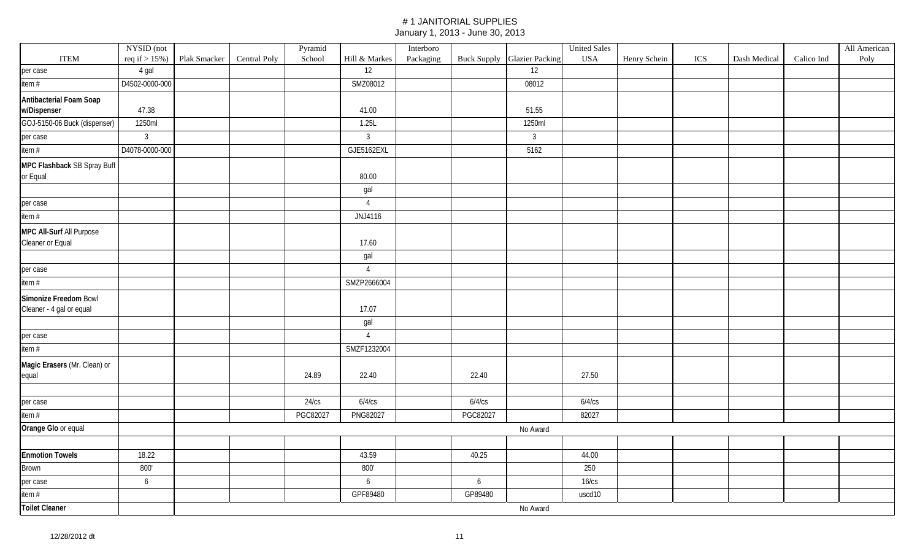# # 1 JANITORIAL SUPPLIES

January 1, 2013 - June 30, 2013

| ITEM | NYSID (not req if > 15%) | Plak Smacker | Central Poly | Pyramid School | Hill & Markes | Interboro Packaging | Buck Supply | Glazier Packing | United Sales USA | Henry Schein | ICS | Dash Medical | Calico Ind | All American Poly |
|---|---|---|---|---|---|---|---|---|---|---|---|---|---|---|
| per case | 4 gal | | | | 12 | | | 12 | | | | | | |
| item # | D4502-0000-000 | | | | SMZ08012 | | | 08012 | | | | | | |
| **Antibacterial Foam Soap w/Dispenser** | 47.38 | | | | 41.00 | | | 51.55 | | | | | | |
| GOJ-5150-06 Buck (dispenser) | 1250ml | | | | 1.25L | | | 1250ml | | | | | | |
| per case | 3 | | | | 3 | | | 3 | | | | | | |
| item # | D4078-0000-000 | | | | GJE5162EXL | | | 5162 | | | | | | |
| **MPC Flashback** SB Spray Buff or Equal | | | | | 80.00 | | | | | | | | | |
| | | | | | gal | | | | | | | | | |
| per case | | | | | 4 | | | | | | | | | |
| item # | | | | | JNJ4116 | | | | | | | | | |
| **MPC All-Surf** All Purpose Cleaner or Equal | | | | | 17.60 | | | | | | | | | |
| | | | | | gal | | | | | | | | | |
| per case | | | | | 4 | | | | | | | | | |
| item # | | | | | SMZP2666004 | | | | | | | | | |
| **Simonize Freedom** Bowl Cleaner - 4 gal or equal | | | | | 17.07 | | | | | | | | | |
| | | | | | gal | | | | | | | | | |
| per case | | | | | 4 | | | | | | | | | |
| item # | | | | | SMZF1232004 | | | | | | | | | |
| **Magic Erasers** (Mr. Clean) or equal | | | | 24.89 | 22.40 | | 22.40 | | 27.50 | | | | | |
| | | | | | | | | | | | | | | |
| per case | | | | 24/cs | 6/4/cs | | 6/4/cs | | 6/4/cs | | | | | |
| item # | | | | PGC82027 | PNG82027 | | PGC82027 | | 82027 | | | | | |
| **Orange Glo** or equal | | No Award | | | | | | | | | | | | |
| | | | | | | | | | | | | | | |
| **Enmotion Towels** | 18.22 | | | | 43.59 | | 40.25 | | 44.00 | | | | | |
| Brown | 800' | | | | 800' | | | | 250 | | | | | |
| per case | 6 | | | | 6 | | 6 | | 16/cs | | | | | |
| item # | | | | | GPF89480 | | GP89480 | | uscd10 | | | | | |
| **Toilet Cleaner** | | No Award | | | | | | | | | | | | |

12/28/2012 dt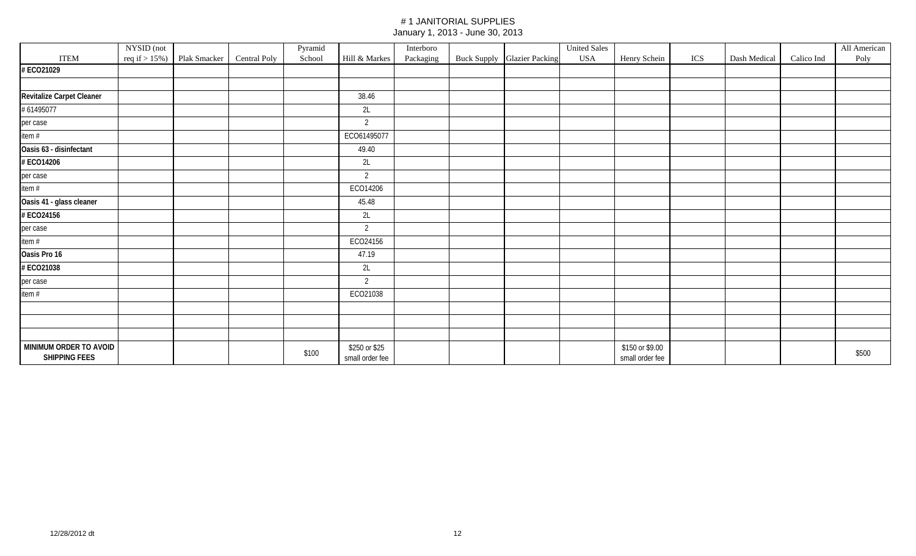# # 1 JANITORIAL SUPPLIES

January 1, 2013 - June 30, 2013

| ITEM | NYSID (not req if > 15%) | Plak Smacker | Central Poly | Pyramid School | Hill & Markes | Interboro Packaging | Buck Supply | Glazier Packing | United Sales USA | Henry Schein | ICS | Dash Medical | Calico Ind | All American Poly |
|---|---|---|---|---|---|---|---|---|---|---|---|---|---|---|
| **# ECO21029** | | | | | | | | | | | | | | |
| | | | | | | | | | | | | | | |
| **Revitalize Carpet Cleaner** | | | | | 38.46 | | | | | | | | | |
| # 61495077 | | | | | 2L | | | | | | | | | |
| per case | | | | | 2 | | | | | | | | | |
| item # | | | | | ECO61495077 | | | | | | | | | |
| **Oasis 63 - disinfectant** | | | | | 49.40 | | | | | | | | | |
| **# ECO14206** | | | | | 2L | | | | | | | | | |
| per case | | | | | 2 | | | | | | | | | |
| item # | | | | | ECO14206 | | | | | | | | | |
| **Oasis 41 - glass cleaner** | | | | | 45.48 | | | | | | | | | |
| **# ECO24156** | | | | | 2L | | | | | | | | | |
| per case | | | | | 2 | | | | | | | | | |
| item # | | | | | ECO24156 | | | | | | | | | |
| **Oasis Pro 16** | | | | | 47.19 | | | | | | | | | |
| **# ECO21038** | | | | | 2L | | | | | | | | | |
| per case | | | | | 2 | | | | | | | | | |
| item # | | | | | ECO21038 | | | | | | | | | |
| | | | | | | | | | | | | | | |
| | | | | | | | | | | | | | | |
| | | | | | | | | | | | | | | |
| **MINIMUM ORDER TO AVOID SHIPPING FEES** | | | | $100 | $250 or $25 small order fee | | | | | $150 or $9.00 small order fee | | | | $500 |

12/28/2012 dt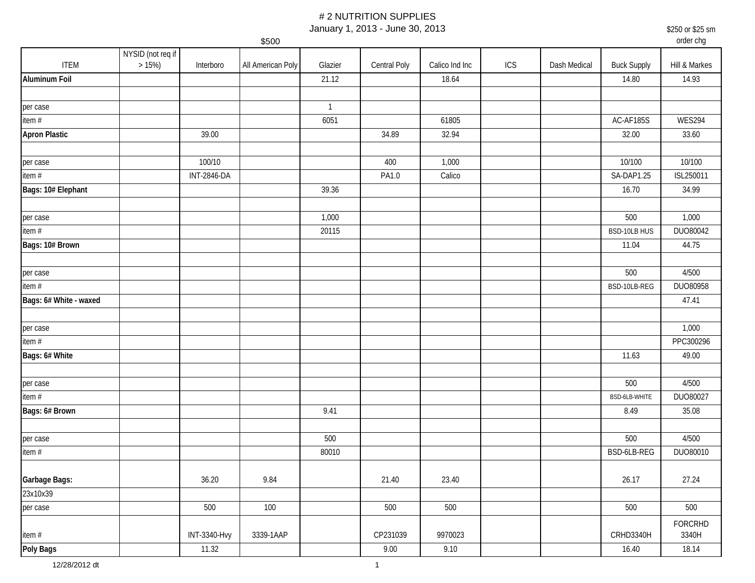# # 2 NUTRITION SUPPLIES

January 1, 2013 - June 30, 2013

$500

$250 or $25 sm order chg

| ITEM | NYSID (not req if > 15%) | Interboro | All American Poly | Glazier | Central Poly | Calico Ind Inc | ICS | Dash Medical | Buck Supply | Hill & Markes |
|---|---|---|---|---|---|---|---|---|---|---|
| **Aluminum Foil** | | | | 21.12 | | 18.64 | | | 14.80 | 14.93 |
| | | | | | | | | | | |
| per case | | | | 1 | | | | | | |
| item # | | | | 6051 | | 61805 | | | AC-AF185S | WES294 |
| **Apron Plastic** | | 39.00 | | | 34.89 | 32.94 | | | 32.00 | 33.60 |
| | | | | | | | | | | |
| per case | | 100/10 | | | 400 | 1,000 | | | 10/100 | 10/100 |
| item # | | INT-2846-DA | | | PA1.0 | Calico | | | SA-DAP1.25 | ISL250011 |
| **Bags: 10# Elephant** | | | | 39.36 | | | | | 16.70 | 34.99 |
| | | | | | | | | | | |
| per case | | | | 1,000 | | | | | 500 | 1,000 |
| item # | | | | 20115 | | | | | BSD-10LB HUS | DUO80042 |
| **Bags: 10# Brown** | | | | | | | | | 11.04 | 44.75 |
| | | | | | | | | | | |
| per case | | | | | | | | | 500 | 4/500 |
| item # | | | | | | | | | BSD-10LB-REG | DUO80958 |
| **Bags: 6# White - waxed** | | | | | | | | | | 47.41 |
| | | | | | | | | | | |
| per case | | | | | | | | | | 1,000 |
| item # | | | | | | | | | | PPC300296 |
| **Bags: 6# White** | | | | | | | | | 11.63 | 49.00 |
| | | | | | | | | | | |
| per case | | | | | | | | | 500 | 4/500 |
| item # | | | | | | | | | BSD-6LB-WHITE | DUO80027 |
| **Bags: 6# Brown** | | | | 9.41 | | | | | 8.49 | 35.08 |
| | | | | | | | | | | |
| per case | | | | 500 | | | | | 500 | 4/500 |
| item # | | | | 80010 | | | | | BSD-6LB-REG | DUO80010 |
| **Garbage Bags:** | | 36.20 | 9.84 | | 21.40 | 23.40 | | | 26.17 | 27.24 |
| 23x10x39 | | | | | | | | | | |
| per case | | 500 | 100 | | 500 | 500 | | | 500 | 500 |
| item # | | INT-3340-Hvy | 3339-1AAP | | CP231039 | 9970023 | | | CRHD3340H | FORCRHD 3340H |
| **Poly Bags** | | 11.32 | | | 9.00 | 9.10 | | | 16.40 | 18.14 |

12/28/2012 dt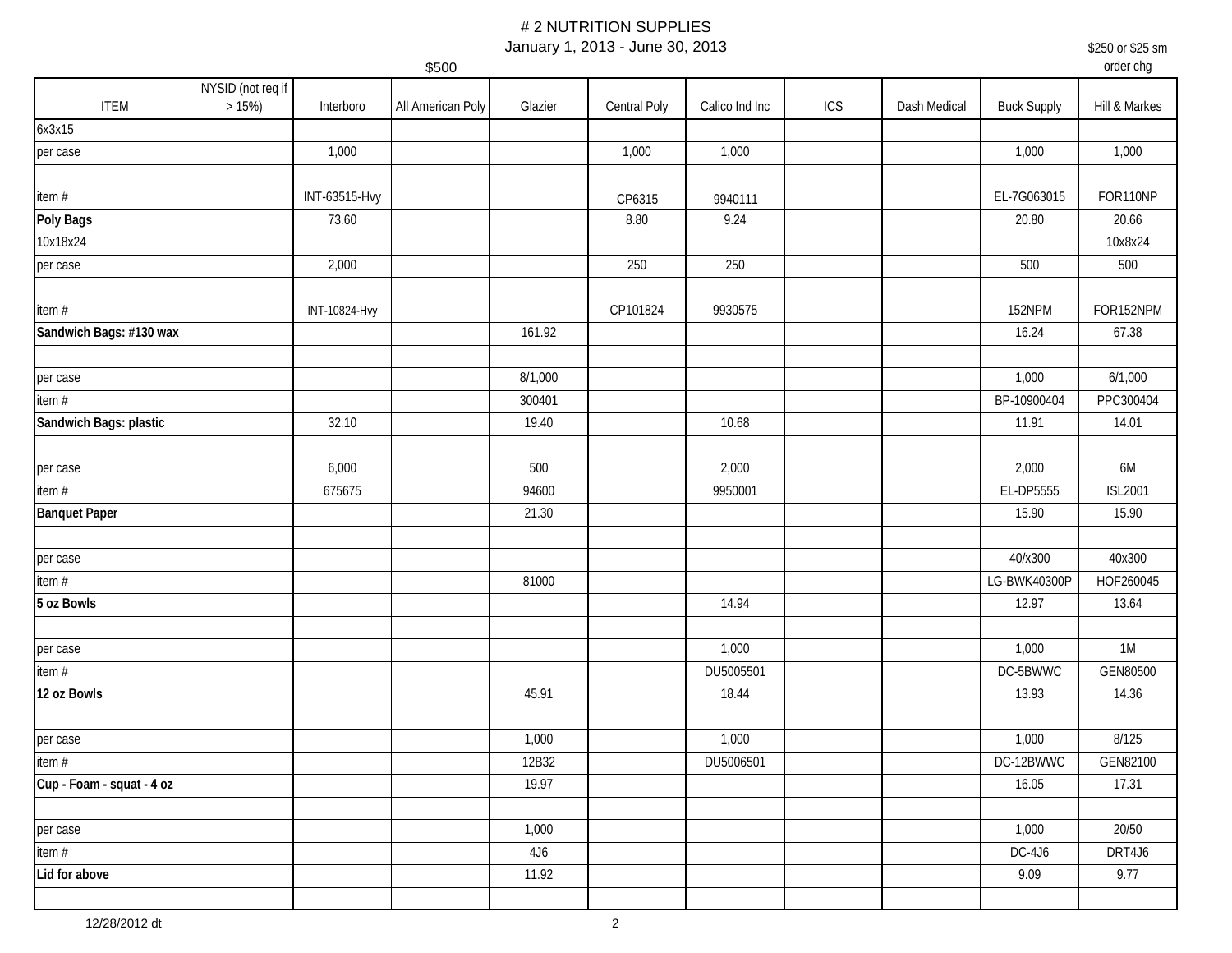# # 2 NUTRITION SUPPLIES

January 1, 2013 - June 30, 2013

$500

$250 or $25 sm order chg

| ITEM | NYSID (not req if > 15%) | Interboro | All American Poly | Glazier | Central Poly | Calico Ind Inc | ICS | Dash Medical | Buck Supply | Hill & Markes |
|---|---|---|---|---|---|---|---|---|---|---|
| 6x3x15 | | | | | | | | | | |
| per case | | 1,000 | | | 1,000 | 1,000 | | | 1,000 | 1,000 |
| item # | | INT-63515-Hvy | | | CP6315 | 9940111 | | | EL-7G063015 | FOR110NP |
| **Poly Bags** | | 73.60 | | | 8.80 | 9.24 | | | 20.80 | 20.66 |
| 10x18x24 | | | | | | | | | | 10x8x24 |
| per case | | 2,000 | | | 250 | 250 | | | 500 | 500 |
| item # | | INT-10824-Hvy | | | CP101824 | 9930575 | | | 152NPM | FOR152NPM |
| **Sandwich Bags: #130 wax** | | | | 161.92 | | | | | 16.24 | 67.38 |
| | | | | | | | | | | |
| per case | | | | 8/1,000 | | | | | 1,000 | 6/1,000 |
| item # | | | | 300401 | | | | | BP-10900404 | PPC300404 |
| **Sandwich Bags: plastic** | | 32.10 | | 19.40 | | 10.68 | | | 11.91 | 14.01 |
| | | | | | | | | | | |
| per case | | 6,000 | | 500 | | 2,000 | | | 2,000 | 6M |
| item # | | 675675 | | 94600 | | 9950001 | | | EL-DP5555 | ISL2001 |
| **Banquet Paper** | | | | 21.30 | | | | | 15.90 | 15.90 |
| | | | | | | | | | | |
| per case | | | | | | | | | 40/x300 | 40x300 |
| item # | | | | 81000 | | | | | LG-BWK40300P | HOF260045 |
| **5 oz Bowls** | | | | | | 14.94 | | | 12.97 | 13.64 |
| | | | | | | | | | | |
| per case | | | | | | 1,000 | | | 1,000 | 1M |
| item # | | | | | | DU5005501 | | | DC-5BWWC | GEN80500 |
| **12 oz Bowls** | | | | 45.91 | | 18.44 | | | 13.93 | 14.36 |
| | | | | | | | | | | |
| per case | | | | 1,000 | | 1,000 | | | 1,000 | 8/125 |
| item # | | | | 12B32 | | DU5006501 | | | DC-12BWWC | GEN82100 |
| **Cup - Foam - squat - 4 oz** | | | | 19.97 | | | | | 16.05 | 17.31 |
| | | | | | | | | | | |
| per case | | | | 1,000 | | | | | 1,000 | 20/50 |
| item # | | | | 4J6 | | | | | DC-4J6 | DRT4J6 |
| **Lid for above** | | | | 11.92 | | | | | 9.09 | 9.77 |
| | | | | | | | | | | |

12/28/2012 dt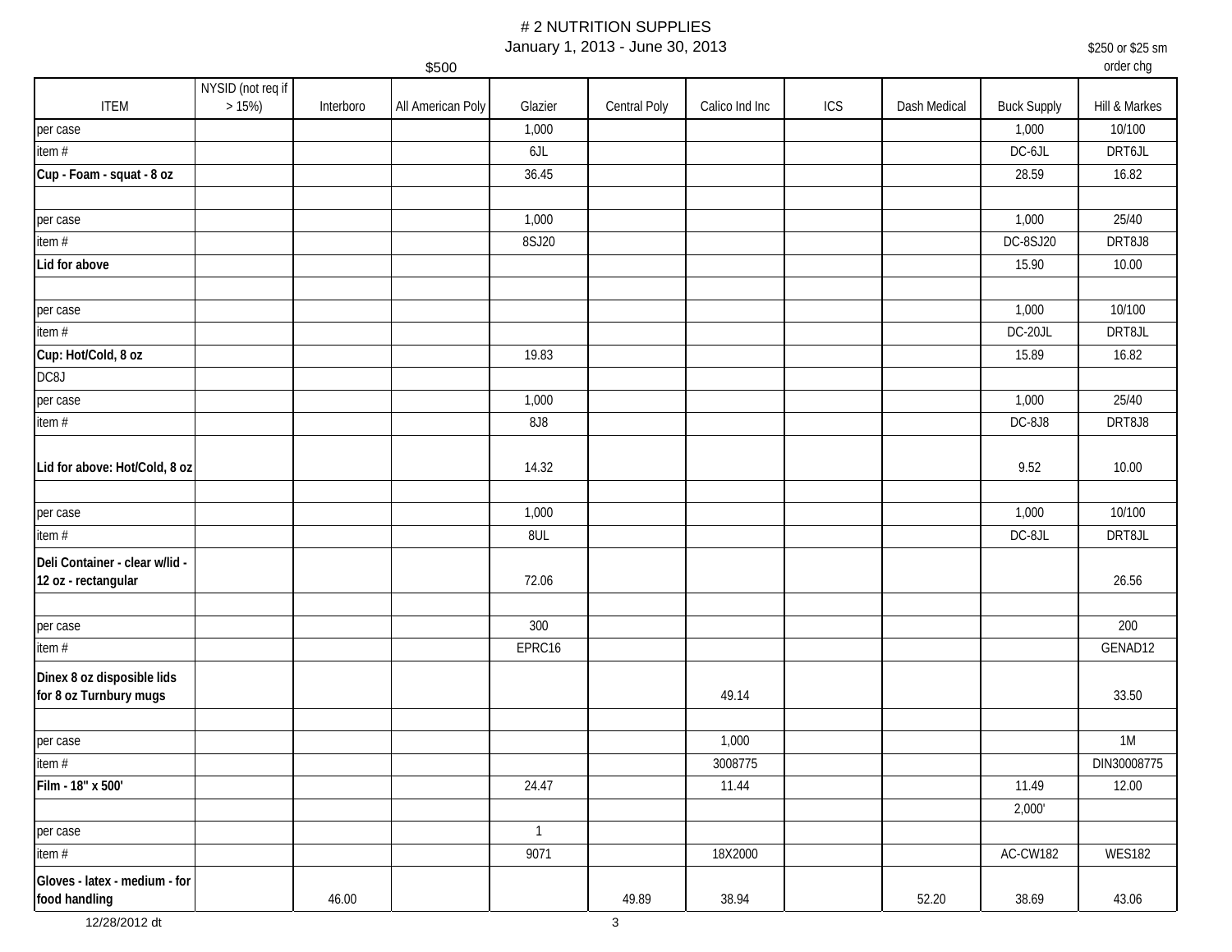# # 2 NUTRITION SUPPLIES

January 1, 2013 - June 30, 2013

$500

$250 or $25 sm order chg

| ITEM | NYSID (not req if > 15%) | Interboro | All American Poly | Glazier | Central Poly | Calico Ind Inc | ICS | Dash Medical | Buck Supply | Hill & Markes |
|---|---|---|---|---|---|---|---|---|---|---|
| per case | | | | 1,000 | | | | | 1,000 | 10/100 |
| item # | | | | 6JL | | | | | DC-6JL | DRT6JL |
| **Cup - Foam - squat - 8 oz** | | | | 36.45 | | | | | 28.59 | 16.82 |
| | | | | | | | | | | |
| per case | | | | 1,000 | | | | | 1,000 | 25/40 |
| item # | | | | 8SJ20 | | | | | DC-8SJ20 | DRT8J8 |
| **Lid for above** | | | | | | | | | 15.90 | 10.00 |
| | | | | | | | | | | |
| per case | | | | | | | | | 1,000 | 10/100 |
| item # | | | | | | | | | DC-20JL | DRT8JL |
| **Cup: Hot/Cold, 8 oz** | | | | 19.83 | | | | | 15.89 | 16.82 |
| DC8J | | | | | | | | | | |
| per case | | | | 1,000 | | | | | 1,000 | 25/40 |
| item # | | | | 8J8 | | | | | DC-8J8 | DRT8J8 |
| **Lid for above: Hot/Cold, 8 oz** | | | | 14.32 | | | | | 9.52 | 10.00 |
| | | | | | | | | | | |
| per case | | | | 1,000 | | | | | 1,000 | 10/100 |
| item # | | | | 8UL | | | | | DC-8JL | DRT8JL |
| **Deli Container - clear w/lid - 12 oz - rectangular** | | | | 72.06 | | | | | | 26.56 |
| | | | | | | | | | | |
| per case | | | | 300 | | | | | | 200 |
| item # | | | | EPRC16 | | | | | | GENAD12 |
| **Dinex 8 oz disposible lids for 8 oz Turnbury mugs** | | | | | | 49.14 | | | | 33.50 |
| | | | | | | | | | | |
| per case | | | | | | 1,000 | | | | 1M |
| item # | | | | | | 3008775 | | | | DIN30008775 |
| **Film - 18" x 500'** | | | | 24.47 | | 11.44 | | | 11.49 | 12.00 |
| | | | | | | | | | 2,000' | |
| per case | | | | 1 | | | | | | |
| item # | | | | 9071 | | 18X2000 | | | AC-CW182 | WES182 |
| **Gloves - latex - medium - for food handling** | | 46.00 | | | 49.89 | 38.94 | | 52.20 | 38.69 | 43.06 |

12/28/2012 dt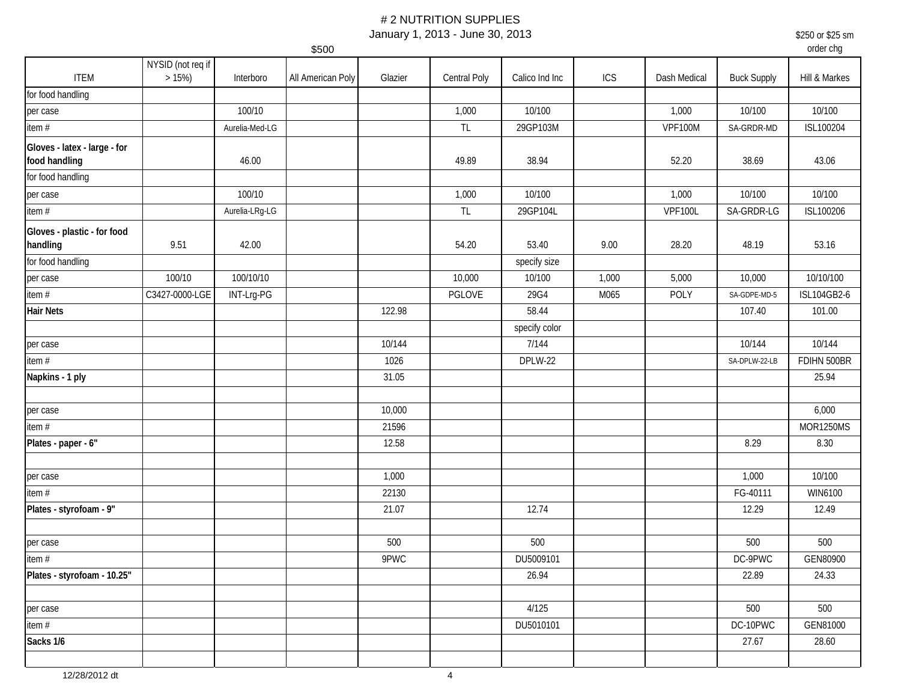# # 2 NUTRITION SUPPLIES

January 1, 2013 - June 30, 2013

$500

$250 or $25 sm order chg

| ITEM | NYSID (not req if > 15%) | Interboro | All American Poly | Glazier | Central Poly | Calico Ind Inc | ICS | Dash Medical | Buck Supply | Hill & Markes |
|---|---|---|---|---|---|---|---|---|---|---|
| for food handling | | | | | | | | | | |
| per case | | 100/10 | | | 1,000 | 10/100 | | 1,000 | 10/100 | 10/100 |
| item # | | Aurelia-Med-LG | | | TL | 29GP103M | | VPF100M | SA-GRDR-MD | ISL100204 |
| **Gloves - latex - large - for food handling** | | 46.00 | | | 49.89 | 38.94 | | 52.20 | 38.69 | 43.06 |
| for food handling | | | | | | | | | | |
| per case | | 100/10 | | | 1,000 | 10/100 | | 1,000 | 10/100 | 10/100 |
| item # | | Aurelia-LRg-LG | | | TL | 29GP104L | | VPF100L | SA-GRDR-LG | ISL100206 |
| **Gloves - plastic - for food handling** | 9.51 | 42.00 | | | 54.20 | 53.40 | 9.00 | 28.20 | 48.19 | 53.16 |
| for food handling | | | | | | specify size | | | | |
| per case | 100/10 | 100/10/10 | | | 10,000 | 10/100 | 1,000 | 5,000 | 10,000 | 10/10/100 |
| item # | C3427-0000-LGE | INT-Lrg-PG | | | PGLOVE | 29G4 | M065 | POLY | SA-GDPE-MD-5 | ISL104GB2-6 |
| **Hair Nets** | | | | 122.98 | | 58.44 | | | 107.40 | 101.00 |
| | | | | | | specify color | | | | |
| per case | | | | 10/144 | | 7/144 | | | 10/144 | 10/144 |
| item # | | | | 1026 | | DPLW-22 | | | SA-DPLW-22-LB | FDIHN 500BR |
| **Napkins - 1 ply** | | | | 31.05 | | | | | | 25.94 |
| | | | | | | | | | | |
| per case | | | | 10,000 | | | | | | 6,000 |
| item # | | | | 21596 | | | | | | MOR1250MS |
| **Plates - paper - 6"** | | | | 12.58 | | | | | 8.29 | 8.30 |
| | | | | | | | | | | |
| per case | | | | 1,000 | | | | | 1,000 | 10/100 |
| item # | | | | 22130 | | | | | FG-40111 | WIN6100 |
| **Plates - styrofoam - 9"** | | | | 21.07 | | 12.74 | | | 12.29 | 12.49 |
| | | | | | | | | | | |
| per case | | | | 500 | | 500 | | | 500 | 500 |
| item # | | | | 9PWC | | DU5009101 | | | DC-9PWC | GEN80900 |
| **Plates - styrofoam - 10.25"** | | | | | | 26.94 | | | 22.89 | 24.33 |
| | | | | | | | | | | |
| per case | | | | | | 4/125 | | | 500 | 500 |
| item # | | | | | | DU5010101 | | | DC-10PWC | GEN81000 |
| **Sacks 1/6** | | | | | | | | | 27.67 | 28.60 |
| | | | | | | | | | | |

12/28/2012 dt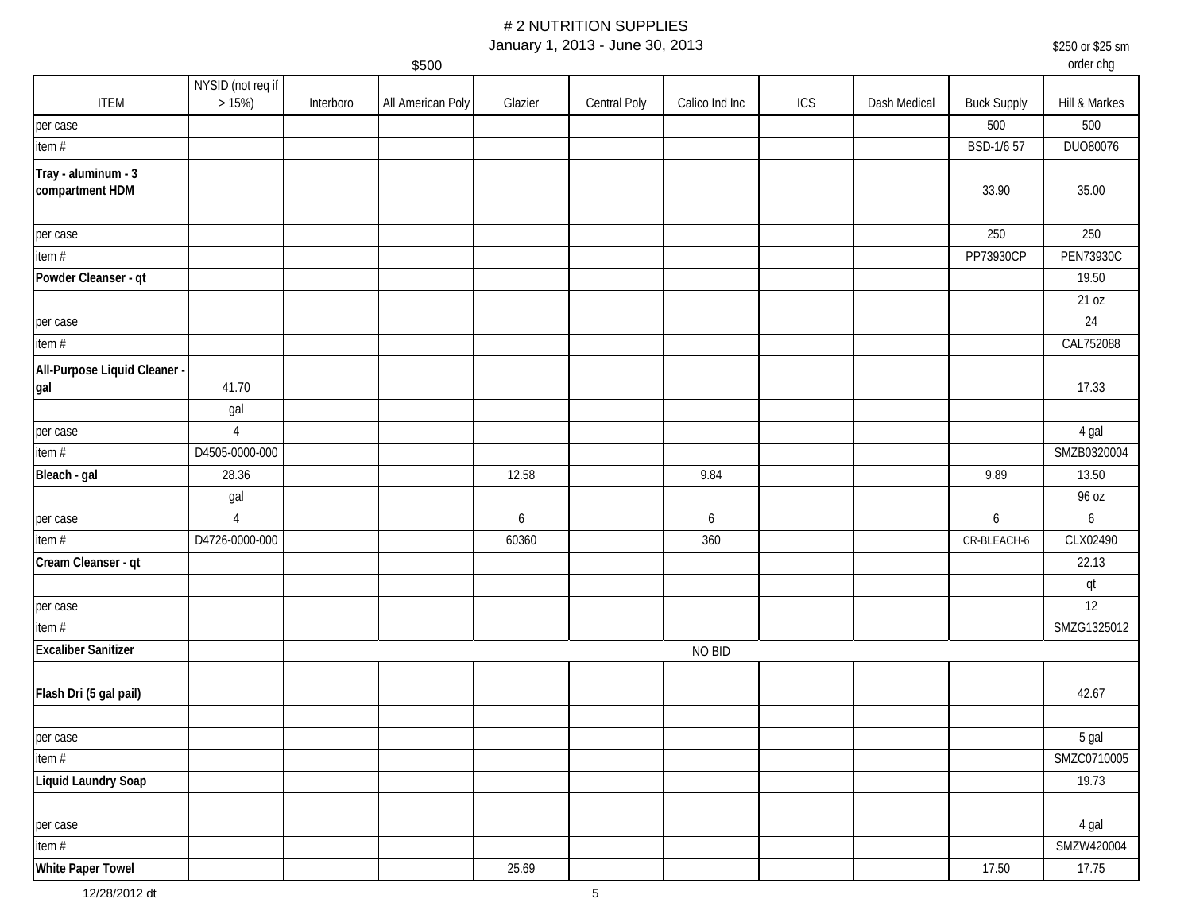# # 2 NUTRITION SUPPLIES

January 1, 2013 - June 30, 2013

$500

$250 or $25 sm order chg

| ITEM | NYSID (not req if > 15%) | Interboro | All American Poly | Glazier | Central Poly | Calico Ind Inc | ICS | Dash Medical | Buck Supply | Hill & Markes |
|---|---|---|---|---|---|---|---|---|---|---|
| per case | | | | | | | | | 500 | 500 |
| item # | | | | | | | | | BSD-1/6 57 | DUO80076 |
| **Tray - aluminum - 3 compartment HDM** | | | | | | | | | 33.90 | 35.00 |
| | | | | | | | | | | |
| per case | | | | | | | | | 250 | 250 |
| item # | | | | | | | | | PP73930CP | PEN73930C |
| **Powder Cleanser - qt** | | | | | | | | | | 19.50 |
| | | | | | | | | | | 21 oz |
| per case | | | | | | | | | | 24 |
| item # | | | | | | | | | | CAL752088 |
| **All-Purpose Liquid Cleaner - gal** | 41.70 | | | | | | | | | 17.33 |
| | gal | | | | | | | | | |
| per case | 4 | | | | | | | | | 4 gal |
| item # | D4505-0000-000 | | | | | | | | | SMZB0320004 |
| **Bleach - gal** | 28.36 | | | 12.58 | | 9.84 | | | 9.89 | 13.50 |
| | gal | | | | | | | | | 96 oz |
| per case | 4 | | | 6 | | 6 | | | 6 | 6 |
| item # | D4726-0000-000 | | | 60360 | | 360 | | | CR-BLEACH-6 | CLX02490 |
| **Cream Cleanser - qt** | | | | | | | | | | 22.13 |
| | | | | | | | | | | qt |
| per case | | | | | | | | | | 12 |
| item # | | | | | | | | | | SMZG1325012 |
| **Excaliber Sanitizer** | | NO BID | | | | | | | | |
| | | | | | | | | | | |
| **Flash Dri (5 gal pail)** | | | | | | | | | | 42.67 |
| | | | | | | | | | | |
| per case | | | | | | | | | | 5 gal |
| item # | | | | | | | | | | SMZC0710005 |
| **Liquid Laundry Soap** | | | | | | | | | | 19.73 |
| | | | | | | | | | | |
| per case | | | | | | | | | | 4 gal |
| item # | | | | | | | | | | SMZW420004 |
| **White Paper Towel** | | | | 25.69 | | | | | 17.50 | 17.75 |

12/28/2012 dt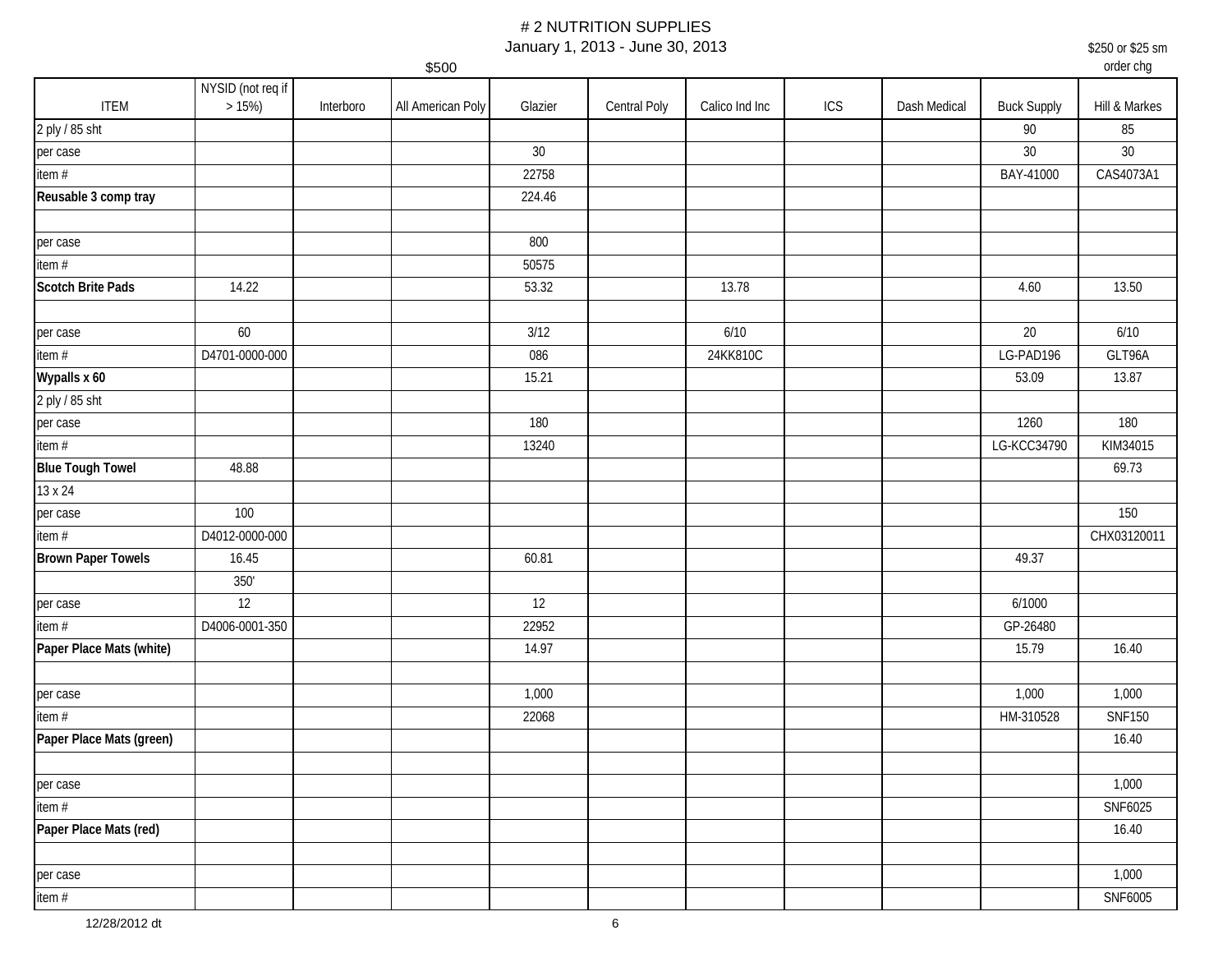# # 2 NUTRITION SUPPLIES

January 1, 2013 - June 30, 2013

$500 | $250 or $25 sm order chg

| ITEM | NYSID (not req if > 15%) | Interboro | All American Poly | Glazier | Central Poly | Calico Ind Inc | ICS | Dash Medical | Buck Supply | Hill & Markes |
|---|---|---|---|---|---|---|---|---|---|---|
| 2 ply / 85 sht | | | | | | | | | 90 | 85 |
| per case | | | | 30 | | | | | 30 | 30 |
| item # | | | | 22758 | | | | | BAY-41000 | CAS4073A1 |
| **Reusable 3 comp tray** | | | | 224.46 | | | | | | |
| | | | | | | | | | | |
| per case | | | | 800 | | | | | | |
| item # | | | | 50575 | | | | | | |
| **Scotch Brite Pads** | 14.22 | | | 53.32 | | 13.78 | | | 4.60 | 13.50 |
| | | | | | | | | | | |
| per case | 60 | | | 3/12 | | 6/10 | | | 20 | 6/10 |
| item # | D4701-0000-000 | | | 086 | | 24KK810C | | | LG-PAD196 | GLT96A |
| **Wypalls x 60** | | | | 15.21 | | | | | 53.09 | 13.87 |
| 2 ply / 85 sht | | | | | | | | | | |
| per case | | | | 180 | | | | | 1260 | 180 |
| item # | | | | 13240 | | | | | LG-KCC34790 | KIM34015 |
| **Blue Tough Towel** | 48.88 | | | | | | | | | 69.73 |
| 13 x 24 | | | | | | | | | | |
| per case | 100 | | | | | | | | | 150 |
| item # | D4012-0000-000 | | | | | | | | | CHX03120011 |
| **Brown Paper Towels** | 16.45 | | | 60.81 | | | | | 49.37 | |
| | 350' | | | | | | | | | |
| per case | 12 | | | 12 | | | | | 6/1000 | |
| item # | D4006-0001-350 | | | 22952 | | | | | GP-26480 | |
| **Paper Place Mats (white)** | | | | 14.97 | | | | | 15.79 | 16.40 |
| | | | | | | | | | | |
| per case | | | | 1,000 | | | | | 1,000 | 1,000 |
| item # | | | | 22068 | | | | | HM-310528 | SNF150 |
| **Paper Place Mats (green)** | | | | | | | | | | 16.40 |
| | | | | | | | | | | |
| per case | | | | | | | | | | 1,000 |
| item # | | | | | | | | | | SNF6025 |
| **Paper Place Mats (red)** | | | | | | | | | | 16.40 |
| | | | | | | | | | | |
| per case | | | | | | | | | | 1,000 |
| item # | | | | | | | | | | SNF6005 |

12/28/2012 dt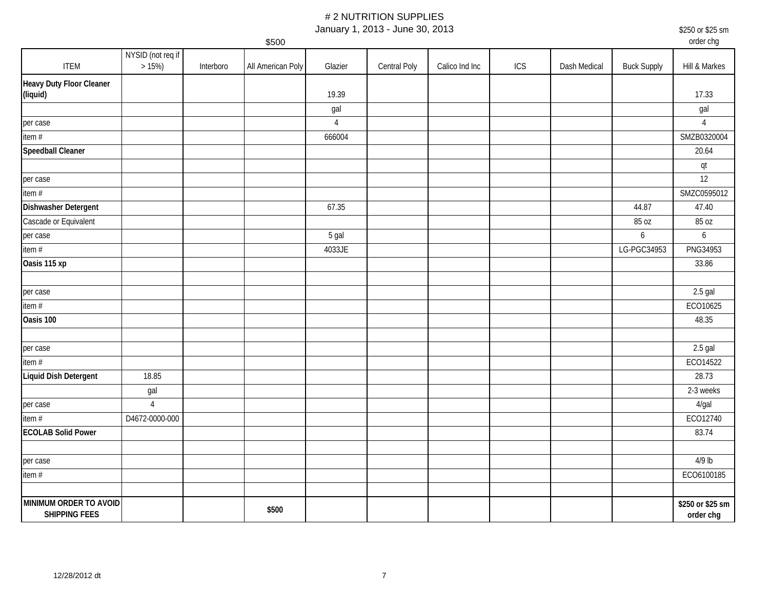# # 2 NUTRITION SUPPLIES

January 1, 2013 - June 30, 2013

$500

$250 or $25 sm order chg

| ITEM | NYSID (not req if > 15%) | Interboro | All American Poly | Glazier | Central Poly | Calico Ind Inc | ICS | Dash Medical | Buck Supply | Hill & Markes |
|---|---|---|---|---|---|---|---|---|---|---|
| **Heavy Duty Floor Cleaner (liquid)** | | | | 19.39 | | | | | | 17.33 |
| | | | | gal | | | | | | gal |
| per case | | | | 4 | | | | | | 4 |
| item # | | | | 666004 | | | | | | SMZB0320004 |
| **Speedball Cleaner** | | | | | | | | | | 20.64 |
| | | | | | | | | | | qt |
| per case | | | | | | | | | | 12 |
| item # | | | | | | | | | | SMZC0595012 |
| **Dishwasher Detergent** | | | | 67.35 | | | | | 44.87 | 47.40 |
| Cascade or Equivalent | | | | | | | | | 85 oz | 85 oz |
| per case | | | | 5 gal | | | | | 6 | 6 |
| item # | | | | 4033JE | | | | | LG-PGC34953 | PNG34953 |
| **Oasis 115 xp** | | | | | | | | | | 33.86 |
| | | | | | | | | | | |
| per case | | | | | | | | | | 2.5 gal |
| item # | | | | | | | | | | ECO10625 |
| **Oasis 100** | | | | | | | | | | 48.35 |
| | | | | | | | | | | |
| per case | | | | | | | | | | 2.5 gal |
| item # | | | | | | | | | | ECO14522 |
| **Liquid Dish Detergent** | 18.85 | | | | | | | | | 28.73 |
| | gal | | | | | | | | | 2-3 weeks |
| per case | 4 | | | | | | | | | 4/gal |
| item # | D4672-0000-000 | | | | | | | | | ECO12740 |
| **ECOLAB Solid Power** | | | | | | | | | | 83.74 |
| | | | | | | | | | | |
| per case | | | | | | | | | | 4/9 lb |
| item # | | | | | | | | | | ECO6100185 |
| | | | | | | | | | | |
| **MINIMUM ORDER TO AVOID SHIPPING FEES** | | | **$500** | | | | | | | **$250 or $25 sm order chg** |

12/28/2012 dt